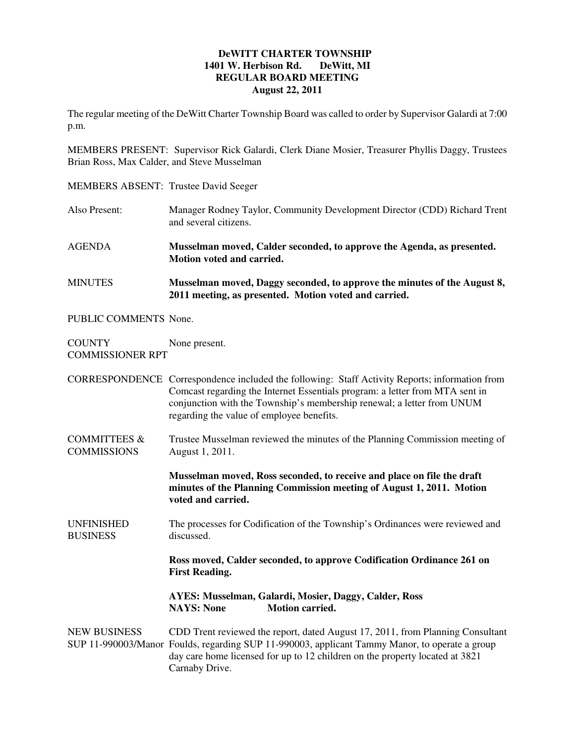**DeWITT CHARTER TOWNSHIP**
**1401 W. Herbison Rd. DeWitt, MI**
**REGULAR BOARD MEETING**
**August 22, 2011**

The regular meeting of the DeWitt Charter Township Board was called to order by Supervisor Galardi at 7:00 p.m.

MEMBERS PRESENT: Supervisor Rick Galardi, Clerk Diane Mosier, Treasurer Phyllis Daggy, Trustees Brian Ross, Max Calder, and Steve Musselman

MEMBERS ABSENT: Trustee David Seeger

Also Present: Manager Rodney Taylor, Community Development Director (CDD) Richard Trent and several citizens.

AGENDA **Musselman moved, Calder seconded, to approve the Agenda, as presented. Motion voted and carried.**

MINUTES **Musselman moved, Daggy seconded, to approve the minutes of the August 8, 2011 meeting, as presented. Motion voted and carried.**

PUBLIC COMMENTS None.

COUNTY COMMISSIONER RPT None present.

CORRESPONDENCE Correspondence included the following: Staff Activity Reports; information from Comcast regarding the Internet Essentials program: a letter from MTA sent in conjunction with the Township's membership renewal; a letter from UNUM regarding the value of employee benefits.

COMMITTEES & COMMISSIONS Trustee Musselman reviewed the minutes of the Planning Commission meeting of August 1, 2011.

**Musselman moved, Ross seconded, to receive and place on file the draft minutes of the Planning Commission meeting of August 1, 2011. Motion voted and carried.**

UNFINISHED BUSINESS The processes for Codification of the Township's Ordinances were reviewed and discussed.

**Ross moved, Calder seconded, to approve Codification Ordinance 261 on First Reading.**

**AYES: Musselman, Galardi, Mosier, Daggy, Calder, Ross**
**NAYS: None Motion carried.**

NEW BUSINESS
SUP 11-990003/Manor CDD Trent reviewed the report, dated August 17, 2011, from Planning Consultant Foulds, regarding SUP 11-990003, applicant Tammy Manor, to operate a group day care home licensed for up to 12 children on the property located at 3821 Carnaby Drive.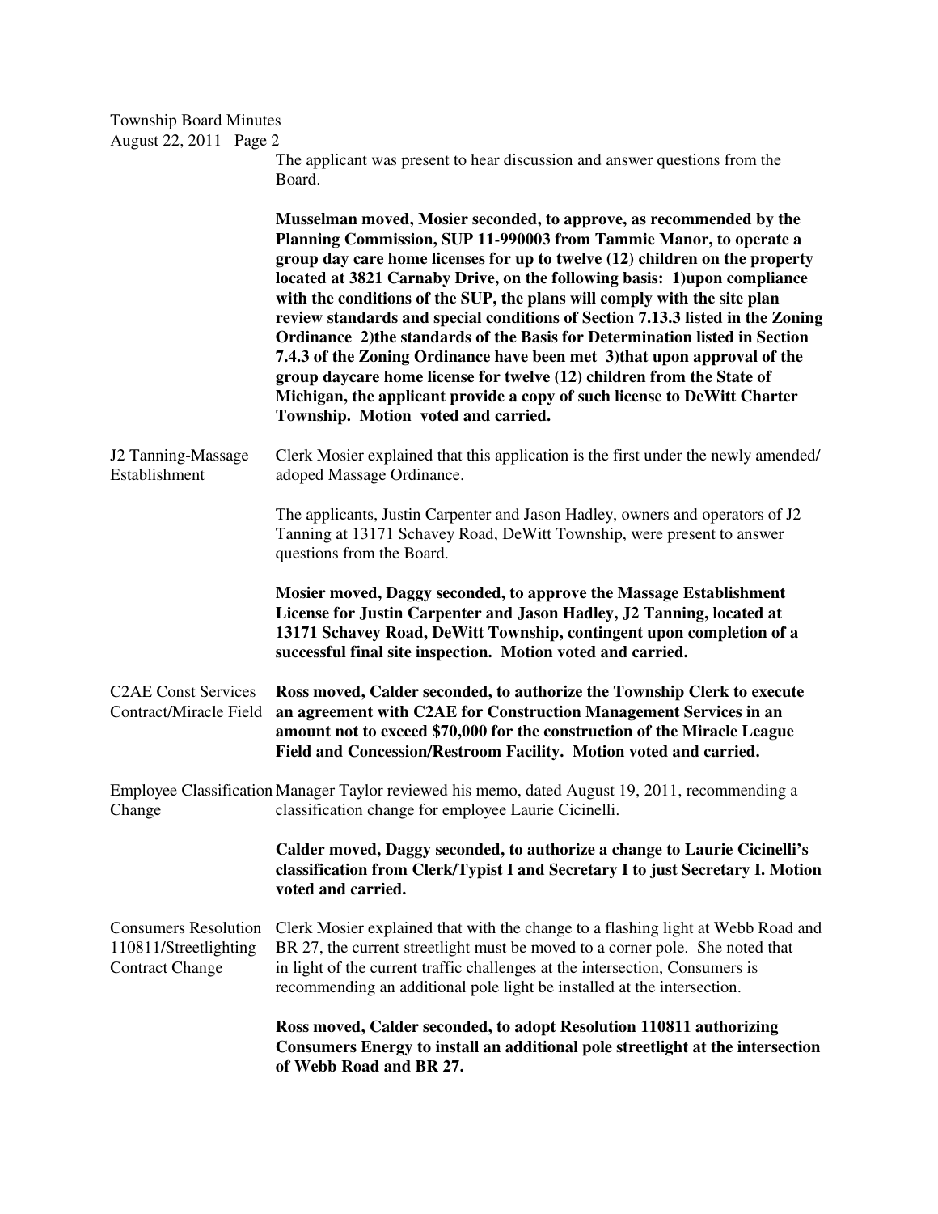The applicant was present to hear discussion and answer questions from the Board.

**Musselman moved, Mosier seconded, to approve, as recommended by the Planning Commission, SUP 11-990003 from Tammie Manor, to operate a group day care home licenses for up to twelve (12) children on the property located at 3821 Carnaby Drive, on the following basis: 1)upon compliance with the conditions of the SUP, the plans will comply with the site plan review standards and special conditions of Section 7.13.3 listed in the Zoning Ordinance 2)the standards of the Basis for Determination listed in Section 7.4.3 of the Zoning Ordinance have been met 3)that upon approval of the group daycare home license for twelve (12) children from the State of Michigan, the applicant provide a copy of such license to DeWitt Charter Township. Motion voted and carried.**

J2 Tanning-Massage Establishment

Clerk Mosier explained that this application is the first under the newly amended/ adoped Massage Ordinance.

The applicants, Justin Carpenter and Jason Hadley, owners and operators of J2 Tanning at 13171 Schavey Road, DeWitt Township, were present to answer questions from the Board.

**Mosier moved, Daggy seconded, to approve the Massage Establishment License for Justin Carpenter and Jason Hadley, J2 Tanning, located at 13171 Schavey Road, DeWitt Township, contingent upon completion of a successful final site inspection. Motion voted and carried.**

C2AE Const Services Contract/Miracle Field

**Ross moved, Calder seconded, to authorize the Township Clerk to execute an agreement with C2AE for Construction Management Services in an amount not to exceed $70,000 for the construction of the Miracle League Field and Concession/Restroom Facility. Motion voted and carried.**

Employee Classification Change

Manager Taylor reviewed his memo, dated August 19, 2011, recommending a classification change for employee Laurie Cicinelli.

**Calder moved, Daggy seconded, to authorize a change to Laurie Cicinelli's classification from Clerk/Typist I and Secretary I to just Secretary I. Motion voted and carried.**

Consumers Resolution 110811/Streetlighting Contract Change

Clerk Mosier explained that with the change to a flashing light at Webb Road and BR 27, the current streetlight must be moved to a corner pole. She noted that in light of the current traffic challenges at the intersection, Consumers is recommending an additional pole light be installed at the intersection.

**Ross moved, Calder seconded, to adopt Resolution 110811 authorizing Consumers Energy to install an additional pole streetlight at the intersection of Webb Road and BR 27.**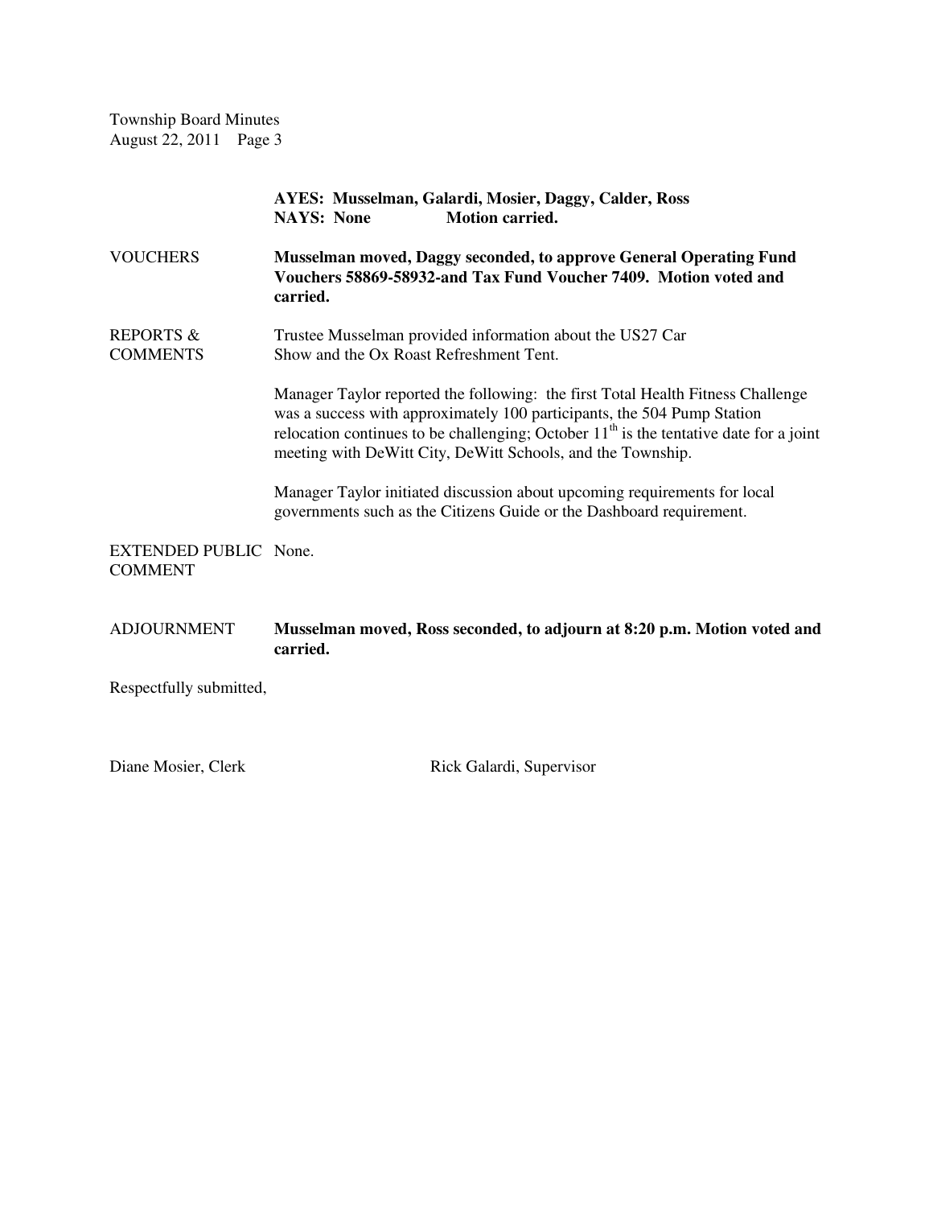**AYES: Musselman, Galardi, Mosier, Daggy, Calder, Ross**
**NAYS: None Motion carried.**

VOUCHERS

**Musselman moved, Daggy seconded, to approve General Operating Fund Vouchers 58869-58932-and Tax Fund Voucher 7409. Motion voted and carried.**

REPORTS & COMMENTS

Trustee Musselman provided information about the US27 Car Show and the Ox Roast Refreshment Tent.

Manager Taylor reported the following: the first Total Health Fitness Challenge was a success with approximately 100 participants, the 504 Pump Station relocation continues to be challenging; October 11th is the tentative date for a joint meeting with DeWitt City, DeWitt Schools, and the Township.

Manager Taylor initiated discussion about upcoming requirements for local governments such as the Citizens Guide or the Dashboard requirement.

EXTENDED PUBLIC COMMENT

None.

ADJOURNMENT

**Musselman moved, Ross seconded, to adjourn at 8:20 p.m. Motion voted and carried.**

Respectfully submitted,

Diane Mosier, Clerk

Rick Galardi, Supervisor